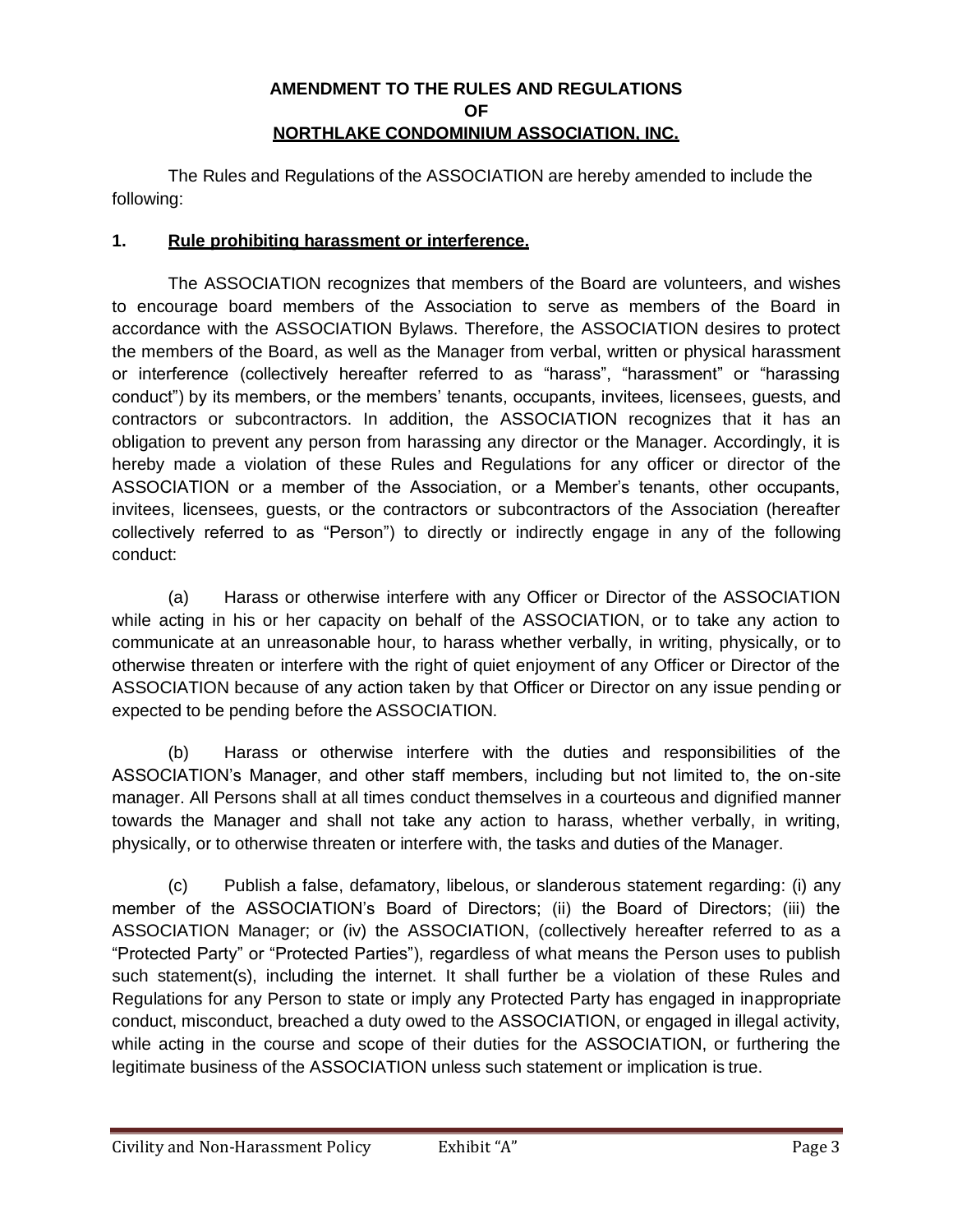# AMENDMENT TO THE RULES AND REGULATIONS OF NORTHLAKE CONDOMINIUM ASSOCIATION, INC.

The Rules and Regulations of the ASSOCIATION are hereby amended to include the following:

## 1. Rule prohibiting harassment or interference.

The ASSOCIATION recognizes that members of the Board are volunteers, and wishes to encourage board members of the Association to serve as members of the Board in accordance with the ASSOCIATION Bylaws. Therefore, the ASSOCIATION desires to protect the members of the Board, as well as the Manager from verbal, written or physical harassment or interference (collectively hereafter referred to as "harass", "harassment" or "harassing conduct") by its members, or the members' tenants, occupants, invitees, licensees, guests, and contractors or subcontractors. In addition, the ASSOCIATION recognizes that it has an obligation to prevent any person from harassing any director or the Manager. Accordingly, it is hereby made a violation of these Rules and Regulations for any officer or director of the ASSOCIATION or a member of the Association, or a Member's tenants, other occupants, invitees, licensees, guests, or the contractors or subcontractors of the Association (hereafter collectively referred to as "Person") to directly or indirectly engage in any of the following conduct:

(a) Harass or otherwise interfere with any Officer or Director of the ASSOCIATION while acting in his or her capacity on behalf of the ASSOCIATION, or to take any action to communicate at an unreasonable hour, to harass whether verbally, in writing, physically, or to otherwise threaten or interfere with the right of quiet enjoyment of any Officer or Director of the ASSOCIATION because of any action taken by that Officer or Director on any issue pending or expected to be pending before the ASSOCIATION.

(b) Harass or otherwise interfere with the duties and responsibilities of the ASSOCIATION's Manager, and other staff members, including but not limited to, the on-site manager. All Persons shall at all times conduct themselves in a courteous and dignified manner towards the Manager and shall not take any action to harass, whether verbally, in writing, physically, or to otherwise threaten or interfere with, the tasks and duties of the Manager.

(c) Publish a false, defamatory, libelous, or slanderous statement regarding: (i) any member of the ASSOCIATION's Board of Directors; (ii) the Board of Directors; (iii) the ASSOCIATION Manager; or (iv) the ASSOCIATION, (collectively hereafter referred to as a "Protected Party" or "Protected Parties"), regardless of what means the Person uses to publish such statement(s), including the internet. It shall further be a violation of these Rules and Regulations for any Person to state or imply any Protected Party has engaged in inappropriate conduct, misconduct, breached a duty owed to the ASSOCIATION, or engaged in illegal activity, while acting in the course and scope of their duties for the ASSOCIATION, or furthering the legitimate business of the ASSOCIATION unless such statement or implication is true.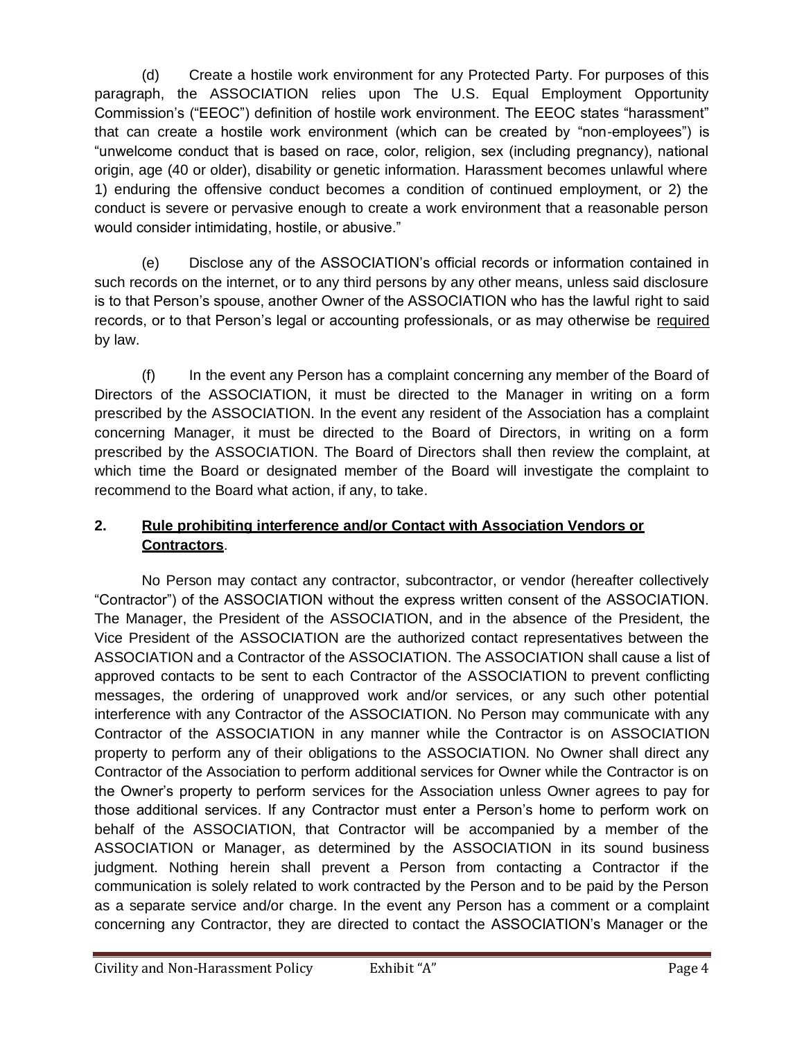(d) Create a hostile work environment for any Protected Party. For purposes of this paragraph, the ASSOCIATION relies upon The U.S. Equal Employment Opportunity Commission's ("EEOC") definition of hostile work environment. The EEOC states "harassment" that can create a hostile work environment (which can be created by "non-employees") is "unwelcome conduct that is based on race, color, religion, sex (including pregnancy), national origin, age (40 or older), disability or genetic information. Harassment becomes unlawful where 1) enduring the offensive conduct becomes a condition of continued employment, or 2) the conduct is severe or pervasive enough to create a work environment that a reasonable person would consider intimidating, hostile, or abusive."

(e) Disclose any of the ASSOCIATION's official records or information contained in such records on the internet, or to any third persons by any other means, unless said disclosure is to that Person's spouse, another Owner of the ASSOCIATION who has the lawful right to said records, or to that Person's legal or accounting professionals, or as may otherwise be <u>required</u> by law.

(f) In the event any Person has a complaint concerning any member of the Board of Directors of the ASSOCIATION, it must be directed to the Manager in writing on a form prescribed by the ASSOCIATION. In the event any resident of the Association has a complaint concerning Manager, it must be directed to the Board of Directors, in writing on a form prescribed by the ASSOCIATION. The Board of Directors shall then review the complaint, at which time the Board or designated member of the Board will investigate the complaint to recommend to the Board what action, if any, to take.

## 2. <u>Rule prohibiting interference and/or Contact with Association Vendors or Contractors</u>.

No Person may contact any contractor, subcontractor, or vendor (hereafter collectively "Contractor") of the ASSOCIATION without the express written consent of the ASSOCIATION. The Manager, the President of the ASSOCIATION, and in the absence of the President, the Vice President of the ASSOCIATION are the authorized contact representatives between the ASSOCIATION and a Contractor of the ASSOCIATION. The ASSOCIATION shall cause a list of approved contacts to be sent to each Contractor of the ASSOCIATION to prevent conflicting messages, the ordering of unapproved work and/or services, or any such other potential interference with any Contractor of the ASSOCIATION. No Person may communicate with any Contractor of the ASSOCIATION in any manner while the Contractor is on ASSOCIATION property to perform any of their obligations to the ASSOCIATION. No Owner shall direct any Contractor of the Association to perform additional services for Owner while the Contractor is on the Owner's property to perform services for the Association unless Owner agrees to pay for those additional services. If any Contractor must enter a Person's home to perform work on behalf of the ASSOCIATION, that Contractor will be accompanied by a member of the ASSOCIATION or Manager, as determined by the ASSOCIATION in its sound business judgment. Nothing herein shall prevent a Person from contacting a Contractor if the communication is solely related to work contracted by the Person and to be paid by the Person as a separate service and/or charge. In the event any Person has a comment or a complaint concerning any Contractor, they are directed to contact the ASSOCIATION's Manager or the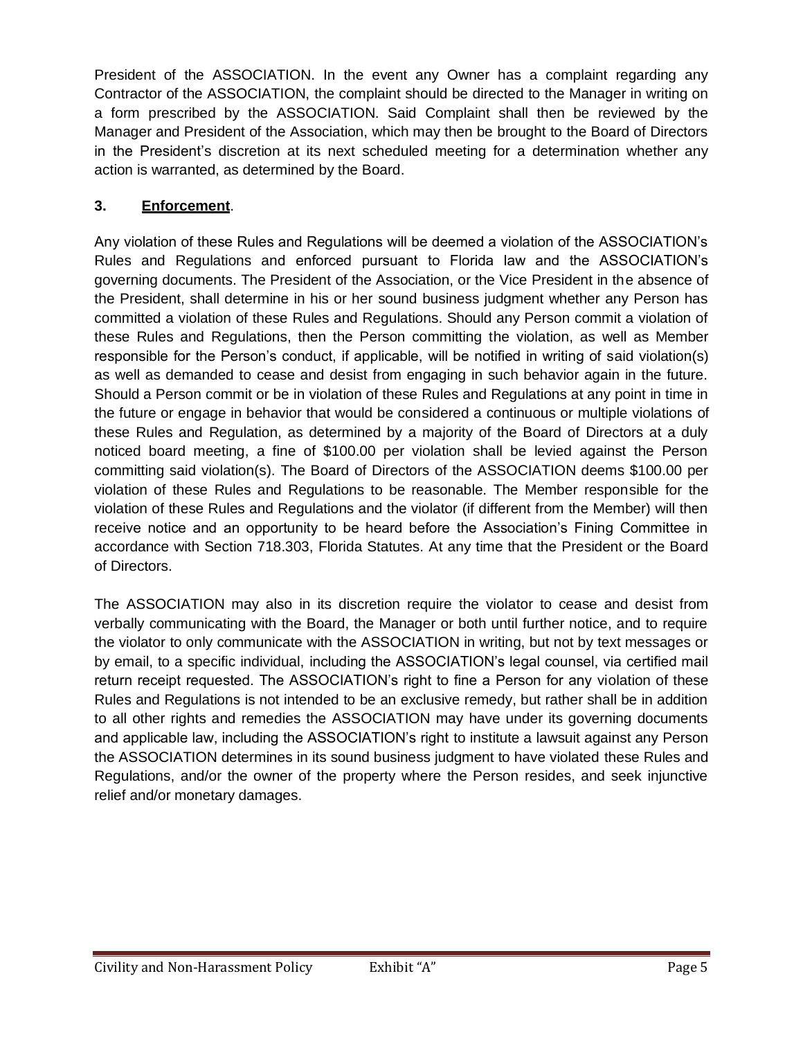President of the ASSOCIATION. In the event any Owner has a complaint regarding any Contractor of the ASSOCIATION, the complaint should be directed to the Manager in writing on a form prescribed by the ASSOCIATION. Said Complaint shall then be reviewed by the Manager and President of the Association, which may then be brought to the Board of Directors in the President's discretion at its next scheduled meeting for a determination whether any action is warranted, as determined by the Board.

### 3. **Enforcement**.

Any violation of these Rules and Regulations will be deemed a violation of the ASSOCIATION's Rules and Regulations and enforced pursuant to Florida law and the ASSOCIATION's governing documents. The President of the Association, or the Vice President in the absence of the President, shall determine in his or her sound business judgment whether any Person has committed a violation of these Rules and Regulations. Should any Person commit a violation of these Rules and Regulations, then the Person committing the violation, as well as Member responsible for the Person's conduct, if applicable, will be notified in writing of said violation(s) as well as demanded to cease and desist from engaging in such behavior again in the future. Should a Person commit or be in violation of these Rules and Regulations at any point in time in the future or engage in behavior that would be considered a continuous or multiple violations of these Rules and Regulation, as determined by a majority of the Board of Directors at a duly noticed board meeting, a fine of $100.00 per violation shall be levied against the Person committing said violation(s). The Board of Directors of the ASSOCIATION deems $100.00 per violation of these Rules and Regulations to be reasonable. The Member responsible for the violation of these Rules and Regulations and the violator (if different from the Member) will then receive notice and an opportunity to be heard before the Association's Fining Committee in accordance with Section 718.303, Florida Statutes. At any time that the President or the Board of Directors.

The ASSOCIATION may also in its discretion require the violator to cease and desist from verbally communicating with the Board, the Manager or both until further notice, and to require the violator to only communicate with the ASSOCIATION in writing, but not by text messages or by email, to a specific individual, including the ASSOCIATION's legal counsel, via certified mail return receipt requested. The ASSOCIATION's right to fine a Person for any violation of these Rules and Regulations is not intended to be an exclusive remedy, but rather shall be in addition to all other rights and remedies the ASSOCIATION may have under its governing documents and applicable law, including the ASSOCIATION's right to institute a lawsuit against any Person the ASSOCIATION determines in its sound business judgment to have violated these Rules and Regulations, and/or the owner of the property where the Person resides, and seek injunctive relief and/or monetary damages.